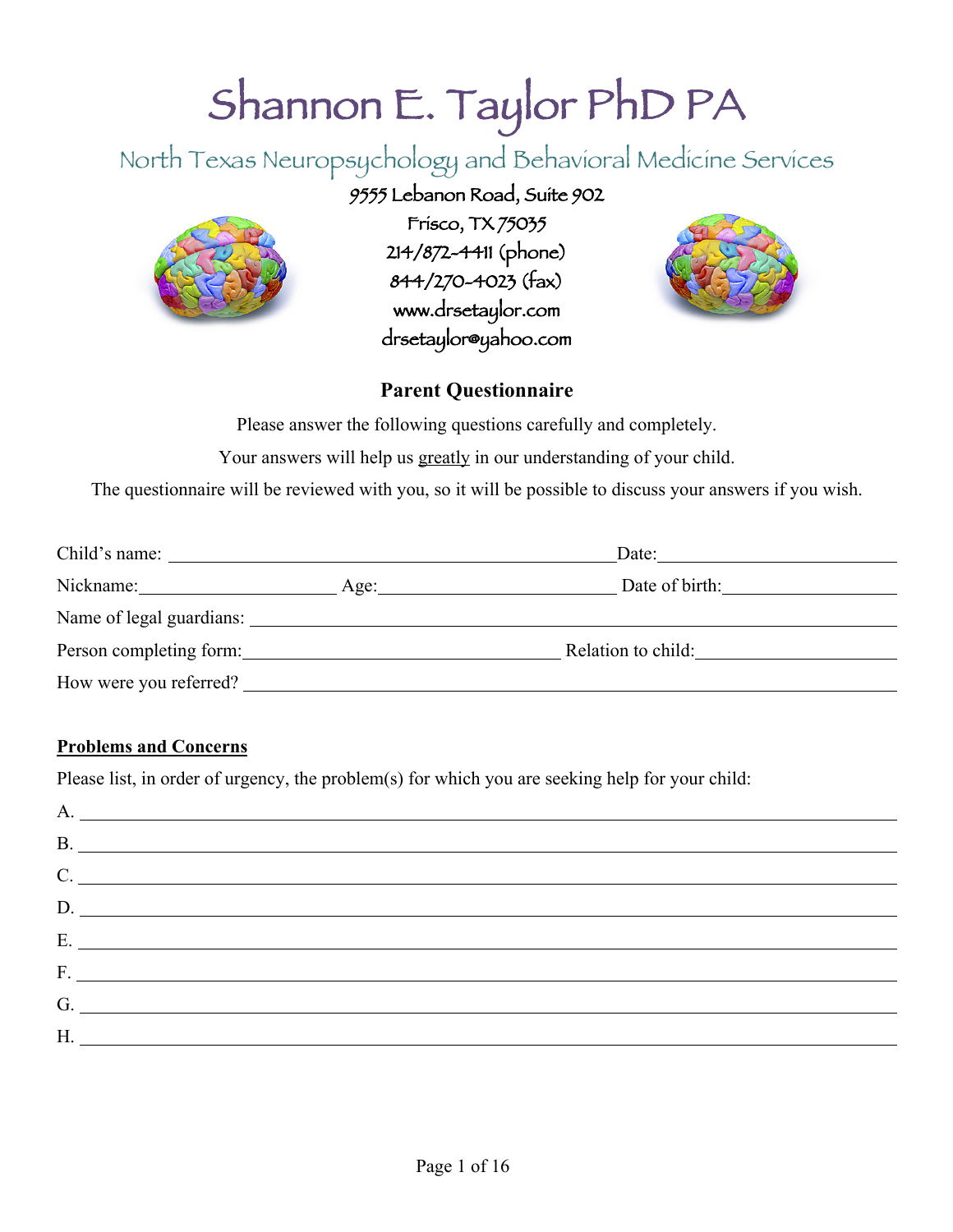# Shannon E. Taylor PhD PA

## North Texas Neuropsychology and Behavioral Medicine Services

9555 Lebanon Road, Suite 902
Frisco, TX 75035
214/872-4411 (phone)
844/270-4023 (fax)
www.drsetaylor.com
drsetaylor@yahoo.com

### Parent Questionnaire

Please answer the following questions carefully and completely.

Your answers will help us greatly in our understanding of your child.

The questionnaire will be reviewed with you, so it will be possible to discuss your answers if you wish.

Child's name: ______________________________ Date: ____________________

Nickname: ____________________ Age: ____________________ Date of birth: ____________________

Name of legal guardians: ____________________________________________

Person completing form: ______________________________ Relation to child: ____________________

How were you referred? ____________________________________________

**Problems and Concerns**

Please list, in order of urgency, the problem(s) for which you are seeking help for your child:

A. ____________________________________________

B. ____________________________________________

C. ____________________________________________

D. ____________________________________________

E. ____________________________________________

F. ____________________________________________

G. ____________________________________________

H. ____________________________________________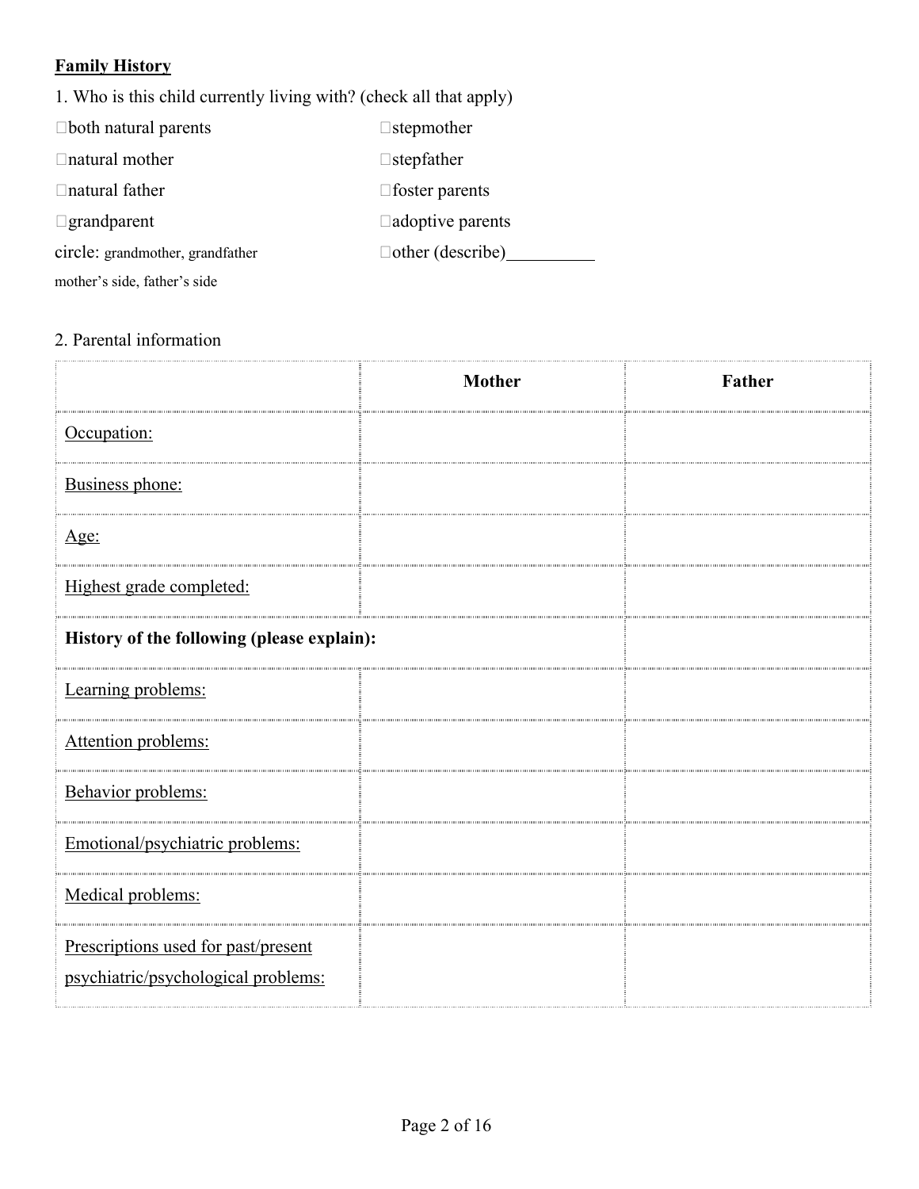**Family History**

1. Who is this child currently living with? (check all that apply)

- ☐ both natural parents
- ☐ natural mother
- ☐ natural father
- ☐ grandparent
  circle: grandmother, grandfather
  mother's side, father's side
- ☐ stepmother
- ☐ stepfather
- ☐ foster parents
- ☐ adoptive parents
- ☐ other (describe)__________

2. Parental information

| | Mother | Father |
|---|---|---|
| Occupation: | | |
| Business phone: | | |
| Age: | | |
| Highest grade completed: | | |
| **History of the following (please explain):** | | |
| Learning problems: | | |
| Attention problems: | | |
| Behavior problems: | | |
| Emotional/psychiatric problems: | | |
| Medical problems: | | |
| Prescriptions used for past/present psychiatric/psychological problems: | | |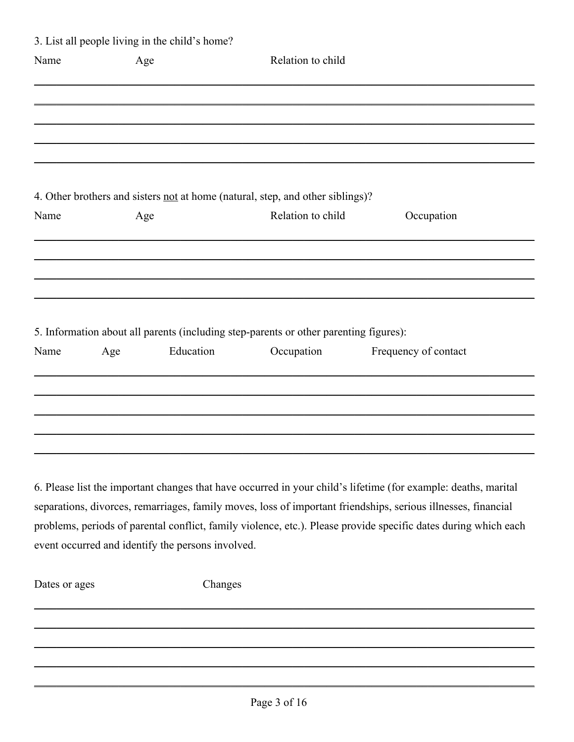3. List all people living in the child's home?

| Name | Age | Relation to child |
| --- | --- | --- |
| | | |
| | | |
| | | |
| | | |
| | | |

4. Other brothers and sisters <u>not</u> at home (natural, step, and other siblings)?

| Name | Age | Relation to child | Occupation |
| --- | --- | --- | --- |
| | | | |
| | | | |
| | | | |
| | | | |

5. Information about all parents (including step-parents or other parenting figures):

| Name | Age | Education | Occupation | Frequency of contact |
| --- | --- | --- | --- | --- |
| | | | | |
| | | | | |
| | | | | |
| | | | | |
| | | | | |

6. Please list the important changes that have occurred in your child's lifetime (for example: deaths, marital separations, divorces, remarriages, family moves, loss of important friendships, serious illnesses, financial problems, periods of parental conflict, family violence, etc.). Please provide specific dates during which each event occurred and identify the persons involved.

| Dates or ages | Changes |
| --- | --- |
| | |
| | |
| | |
| | |
| | |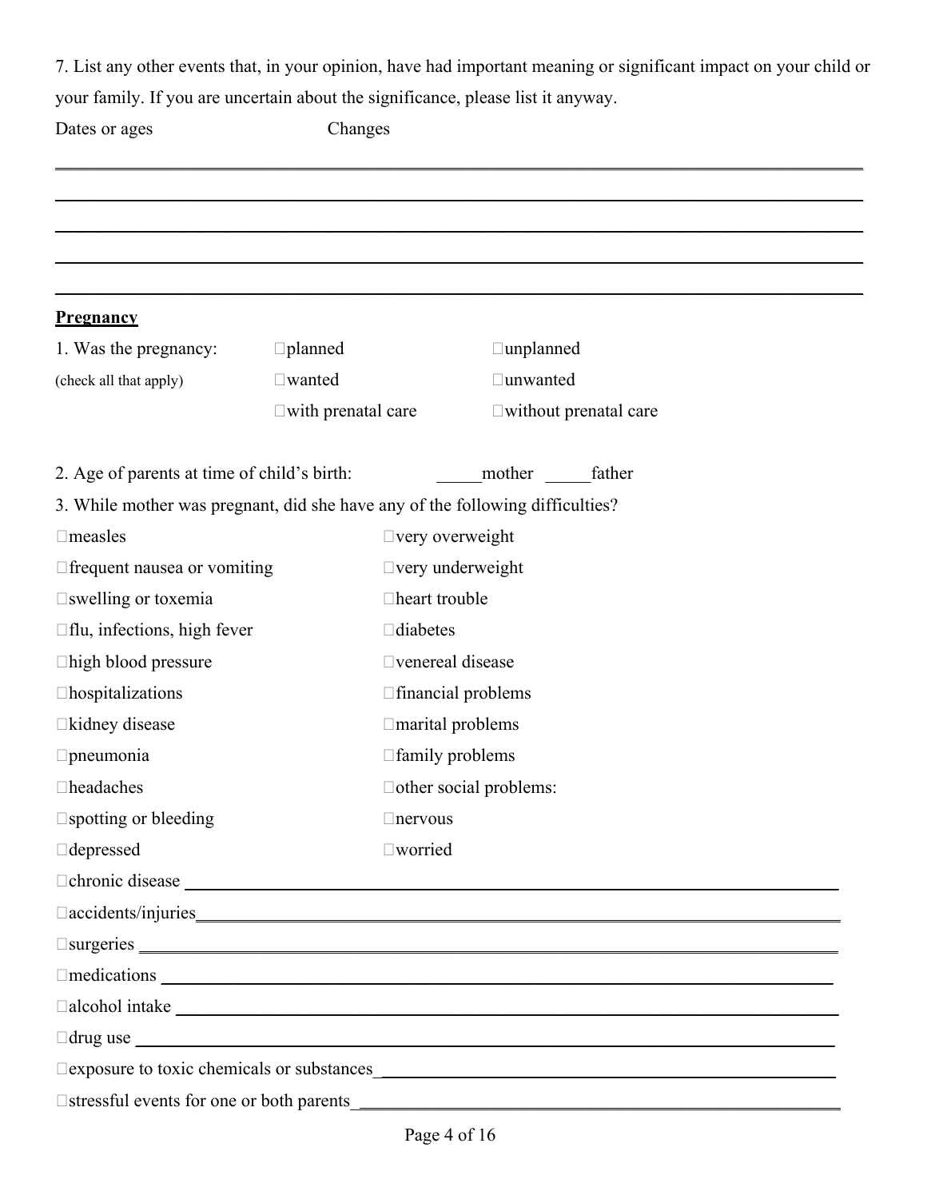7. List any other events that, in your opinion, have had important meaning or significant impact on your child or your family. If you are uncertain about the significance, please list it anyway.

Dates or ages Changes

______________________________________________________________________________

______________________________________________________________________________

______________________________________________________________________________

______________________________________________________________________________

______________________________________________________________________________

**Pregnancy**

1. Was the pregnancy: (check all that apply)

☐planned ☐unplanned

☐wanted ☐unwanted

☐with prenatal care ☐without prenatal care

2. Age of parents at time of child's birth: _____mother _____father

3. While mother was pregnant, did she have any of the following difficulties?

☐measles

☐frequent nausea or vomiting

☐swelling or toxemia

☐flu, infections, high fever

☐high blood pressure

☐hospitalizations

☐kidney disease

☐pneumonia

☐headaches

☐spotting or bleeding

☐depressed

☐very overweight

☐very underweight

☐heart trouble

☐diabetes

☐venereal disease

☐financial problems

☐marital problems

☐family problems

☐other social problems:

☐nervous

☐worried

☐chronic disease ____________________________________________

☐accidents/injuries__________________________________________

☐surgeries _________________________________________________

☐medications _______________________________________________

☐alcohol intake _____________________________________________

☐drug use _________________________________________________

☐exposure to toxic chemicals or substances______________________

☐stressful events for one or both parents________________________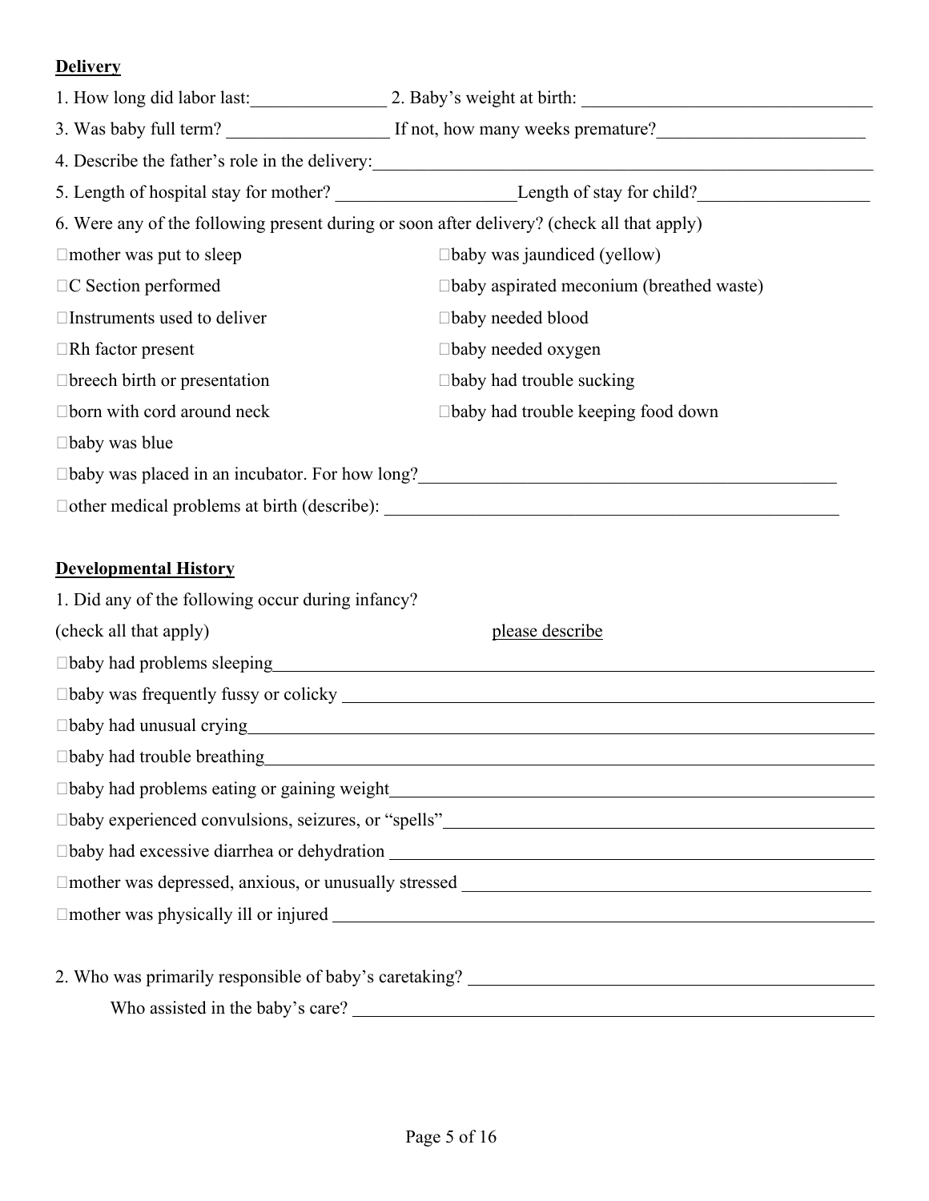**Delivery**

1. How long did labor last:_______________ 2. Baby's weight at birth: ________________________________

3. Was baby full term? __________________ If not, how many weeks premature?_______________________

4. Describe the father's role in the delivery:____________________________________________________________

5. Length of hospital stay for mother? ____________________Length of stay for child?___________________

6. Were any of the following present during or soon after delivery? (check all that apply)

- ☐mother was put to sleep
- ☐C Section performed
- ☐Instruments used to deliver
- ☐Rh factor present
- ☐breech birth or presentation
- ☐born with cord around neck
- ☐baby was blue
- ☐baby was jaundiced (yellow)
- ☐baby aspirated meconium (breathed waste)
- ☐baby needed blood
- ☐baby needed oxygen
- ☐baby had trouble sucking
- ☐baby had trouble keeping food down
- ☐baby was placed in an incubator. For how long?_______________________________________________
- ☐other medical problems at birth (describe): _____________________________________________________

**Developmental History**

1. Did any of the following occur during infancy?

(check all that apply) please describe

- ☐baby had problems sleeping________________________________________________________________
- ☐baby was frequently fussy or colicky ________________________________________________________
- ☐baby had unusual crying__________________________________________________________________
- ☐baby had trouble breathing________________________________________________________________
- ☐baby had problems eating or gaining weight__________________________________________________
- ☐baby experienced convulsions, seizures, or "spells"____________________________________________
- ☐baby had excessive diarrhea or dehydration __________________________________________________
- ☐mother was depressed, anxious, or unusually stressed __________________________________________
- ☐mother was physically ill or injured _________________________________________________________

2. Who was primarily responsible of baby's caretaking? ____________________________________________

Who assisted in the baby's care? _________________________________________________________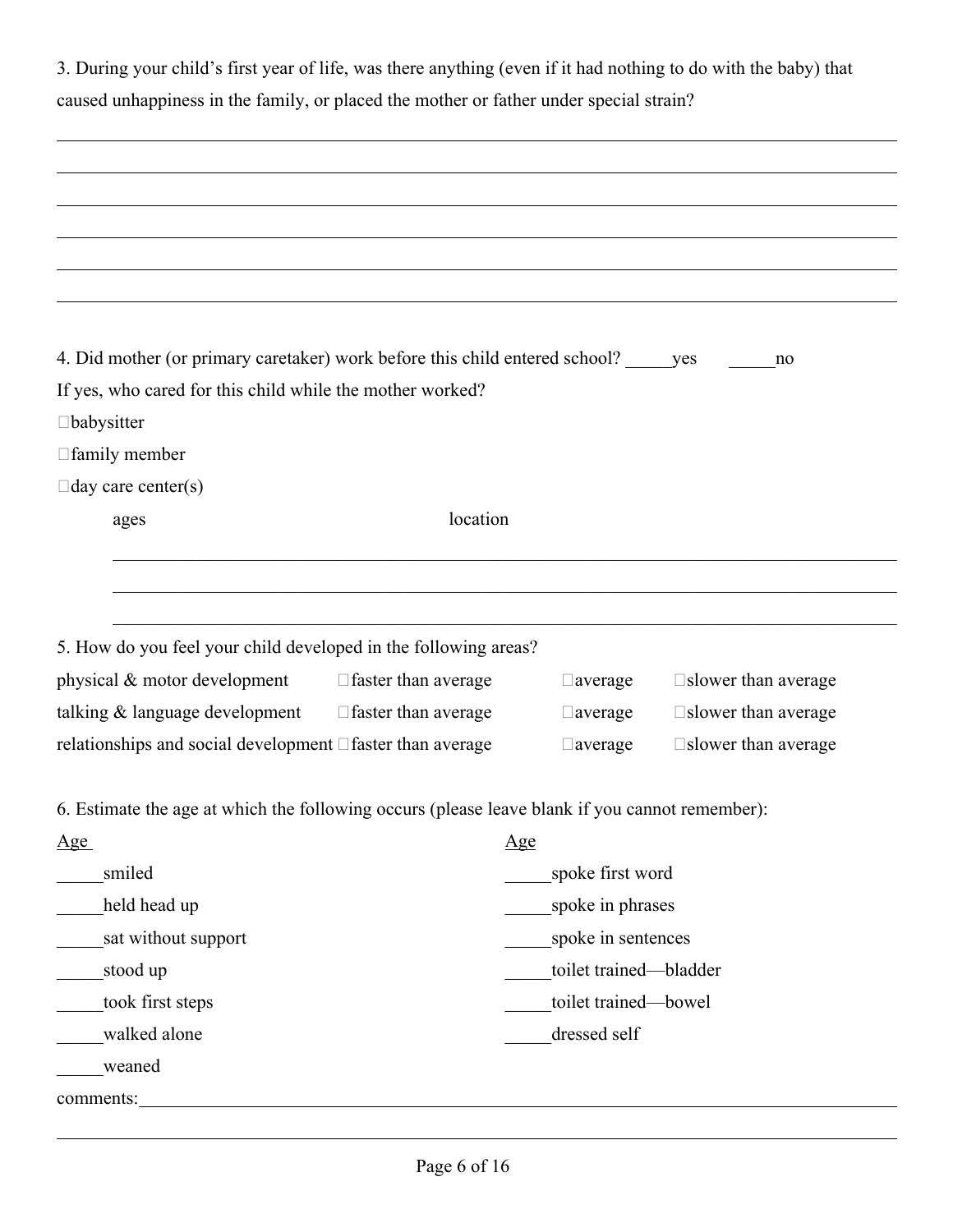3. During your child's first year of life, was there anything (even if it had nothing to do with the baby) that caused unhappiness in the family, or placed the mother or father under special strain?

______________________________________________________________________________

______________________________________________________________________________

______________________________________________________________________________

______________________________________________________________________________

______________________________________________________________________________

______________________________________________________________________________

4. Did mother (or primary caretaker) work before this child entered school? _____yes _____no

If yes, who cared for this child while the mother worked?

☐babysitter

☐family member

☐day care center(s)

ages location

______________________________________________________________________________

______________________________________________________________________________

______________________________________________________________________________

5. How do you feel your child developed in the following areas?

| | | | |
|---|---|---|---|
| physical & motor development | ☐faster than average | ☐average | ☐slower than average |
| talking & language development | ☐faster than average | ☐average | ☐slower than average |
| relationships and social development | ☐faster than average | ☐average | ☐slower than average |

6. Estimate the age at which the following occurs (please leave blank if you cannot remember):

| Age | | Age | |
|---|---|---|---|
| _____ | smiled | _____ | spoke first word |
| _____ | held head up | _____ | spoke in phrases |
| _____ | sat without support | _____ | spoke in sentences |
| _____ | stood up | _____ | toilet trained—bladder |
| _____ | took first steps | _____ | toilet trained—bowel |
| _____ | walked alone | _____ | dressed self |
| _____ | weaned | | |

comments:______________________________________________________________________

______________________________________________________________________________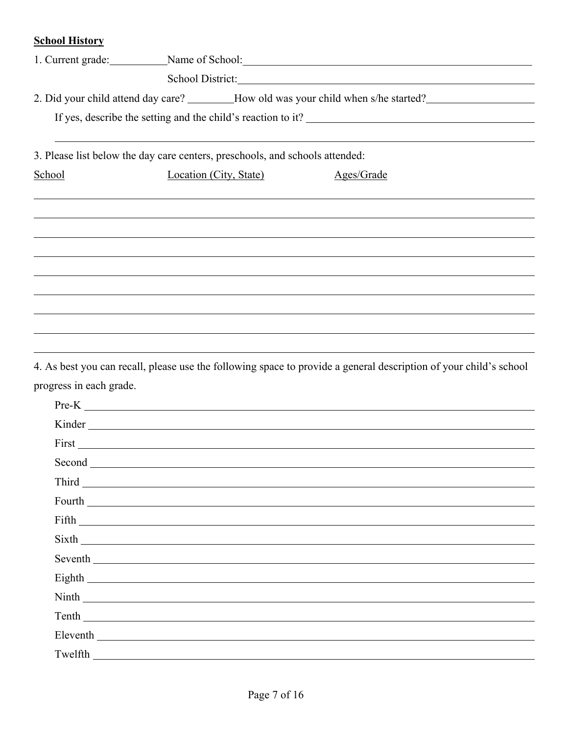**School History**

1. Current grade:__________ Name of School:________________________________________

School District:________________________________________

2. Did your child attend day care? ________ How old was your child when s/he started?________________

If yes, describe the setting and the child's reaction to it? ________________________________________

________________________________________________________________________________

3. Please list below the day care centers, preschools, and schools attended:

| School | Location (City, State) | Ages/Grade |
|---|---|---|
| | | |
| | | |
| | | |
| | | |
| | | |
| | | |
| | | |
| | | |
| | | |

4. As best you can recall, please use the following space to provide a general description of your child's school progress in each grade.

Pre-K ________________________________________________________________________

Kinder ________________________________________________________________________

First ________________________________________________________________________

Second ________________________________________________________________________

Third ________________________________________________________________________

Fourth ________________________________________________________________________

Fifth ________________________________________________________________________

Sixth ________________________________________________________________________

Seventh ________________________________________________________________________

Eighth ________________________________________________________________________

Ninth ________________________________________________________________________

Tenth ________________________________________________________________________

Eleventh ________________________________________________________________________

Twelfth ________________________________________________________________________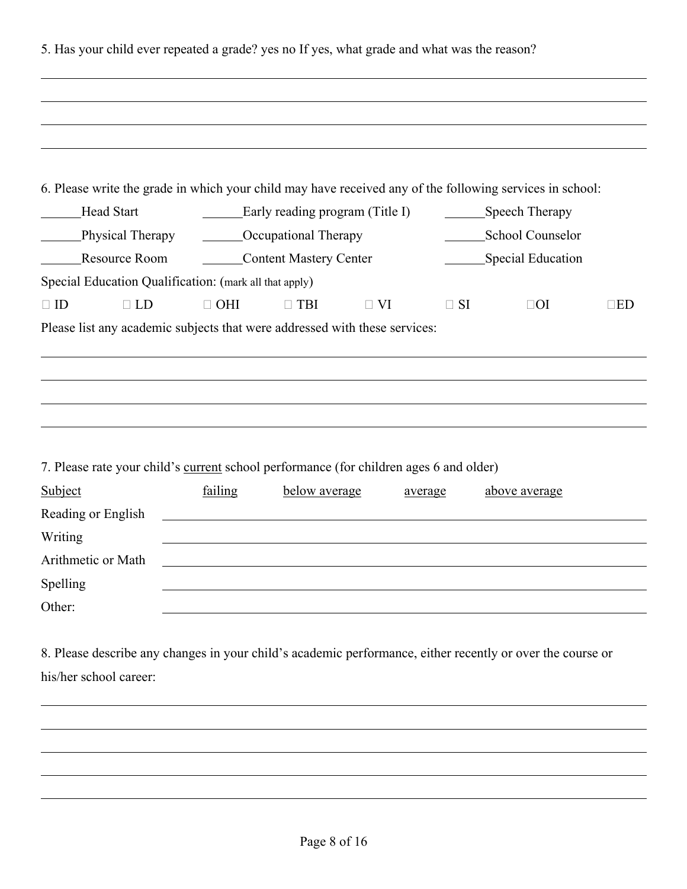5. Has your child ever repeated a grade? yes no If yes, what grade and what was the reason?

\_\_\_\_\_\_\_\_\_\_\_\_\_\_\_\_\_\_\_\_\_\_\_\_\_\_\_\_\_\_\_\_\_\_\_\_\_\_\_\_\_\_\_\_\_\_\_\_\_\_\_\_\_\_\_\_\_\_\_\_\_\_\_\_\_\_\_\_\_\_\_\_\_\_\_\_

\_\_\_\_\_\_\_\_\_\_\_\_\_\_\_\_\_\_\_\_\_\_\_\_\_\_\_\_\_\_\_\_\_\_\_\_\_\_\_\_\_\_\_\_\_\_\_\_\_\_\_\_\_\_\_\_\_\_\_\_\_\_\_\_\_\_\_\_\_\_\_\_\_\_\_\_

\_\_\_\_\_\_\_\_\_\_\_\_\_\_\_\_\_\_\_\_\_\_\_\_\_\_\_\_\_\_\_\_\_\_\_\_\_\_\_\_\_\_\_\_\_\_\_\_\_\_\_\_\_\_\_\_\_\_\_\_\_\_\_\_\_\_\_\_\_\_\_\_\_\_\_\_

\_\_\_\_\_\_\_\_\_\_\_\_\_\_\_\_\_\_\_\_\_\_\_\_\_\_\_\_\_\_\_\_\_\_\_\_\_\_\_\_\_\_\_\_\_\_\_\_\_\_\_\_\_\_\_\_\_\_\_\_\_\_\_\_\_\_\_\_\_\_\_\_\_\_\_\_

6. Please write the grade in which your child may have received any of the following services in school:

______Head Start ______Early reading program (Title I) ______Speech Therapy

______Physical Therapy ______Occupational Therapy ______School Counselor

______Resource Room ______Content Mastery Center ______Special Education

Special Education Qualification: (mark all that apply)

☐ ID ☐ LD ☐ OHI ☐ TBI ☐ VI ☐ SI ☐ OI ☐ ED

Please list any academic subjects that were addressed with these services:

\_\_\_\_\_\_\_\_\_\_\_\_\_\_\_\_\_\_\_\_\_\_\_\_\_\_\_\_\_\_\_\_\_\_\_\_\_\_\_\_\_\_\_\_\_\_\_\_\_\_\_\_\_\_\_\_\_\_\_\_\_\_\_\_\_\_\_\_\_\_\_\_\_\_\_\_

\_\_\_\_\_\_\_\_\_\_\_\_\_\_\_\_\_\_\_\_\_\_\_\_\_\_\_\_\_\_\_\_\_\_\_\_\_\_\_\_\_\_\_\_\_\_\_\_\_\_\_\_\_\_\_\_\_\_\_\_\_\_\_\_\_\_\_\_\_\_\_\_\_\_\_\_

\_\_\_\_\_\_\_\_\_\_\_\_\_\_\_\_\_\_\_\_\_\_\_\_\_\_\_\_\_\_\_\_\_\_\_\_\_\_\_\_\_\_\_\_\_\_\_\_\_\_\_\_\_\_\_\_\_\_\_\_\_\_\_\_\_\_\_\_\_\_\_\_\_\_\_\_

\_\_\_\_\_\_\_\_\_\_\_\_\_\_\_\_\_\_\_\_\_\_\_\_\_\_\_\_\_\_\_\_\_\_\_\_\_\_\_\_\_\_\_\_\_\_\_\_\_\_\_\_\_\_\_\_\_\_\_\_\_\_\_\_\_\_\_\_\_\_\_\_\_\_\_\_

7. Please rate your child's <u>current</u> school performance (for children ages 6 and older)

| Subject | failing | below average | average | above average |
|---|---|---|---|---|
| Reading or English | | | | |
| Writing | | | | |
| Arithmetic or Math | | | | |
| Spelling | | | | |
| Other: | | | | |

8. Please describe any changes in your child's academic performance, either recently or over the course or his/her school career:

\_\_\_\_\_\_\_\_\_\_\_\_\_\_\_\_\_\_\_\_\_\_\_\_\_\_\_\_\_\_\_\_\_\_\_\_\_\_\_\_\_\_\_\_\_\_\_\_\_\_\_\_\_\_\_\_\_\_\_\_\_\_\_\_\_\_\_\_\_\_\_\_\_\_\_\_

\_\_\_\_\_\_\_\_\_\_\_\_\_\_\_\_\_\_\_\_\_\_\_\_\_\_\_\_\_\_\_\_\_\_\_\_\_\_\_\_\_\_\_\_\_\_\_\_\_\_\_\_\_\_\_\_\_\_\_\_\_\_\_\_\_\_\_\_\_\_\_\_\_\_\_\_

\_\_\_\_\_\_\_\_\_\_\_\_\_\_\_\_\_\_\_\_\_\_\_\_\_\_\_\_\_\_\_\_\_\_\_\_\_\_\_\_\_\_\_\_\_\_\_\_\_\_\_\_\_\_\_\_\_\_\_\_\_\_\_\_\_\_\_\_\_\_\_\_\_\_\_\_

\_\_\_\_\_\_\_\_\_\_\_\_\_\_\_\_\_\_\_\_\_\_\_\_\_\_\_\_\_\_\_\_\_\_\_\_\_\_\_\_\_\_\_\_\_\_\_\_\_\_\_\_\_\_\_\_\_\_\_\_\_\_\_\_\_\_\_\_\_\_\_\_\_\_\_\_

\_\_\_\_\_\_\_\_\_\_\_\_\_\_\_\_\_\_\_\_\_\_\_\_\_\_\_\_\_\_\_\_\_\_\_\_\_\_\_\_\_\_\_\_\_\_\_\_\_\_\_\_\_\_\_\_\_\_\_\_\_\_\_\_\_\_\_\_\_\_\_\_\_\_\_\_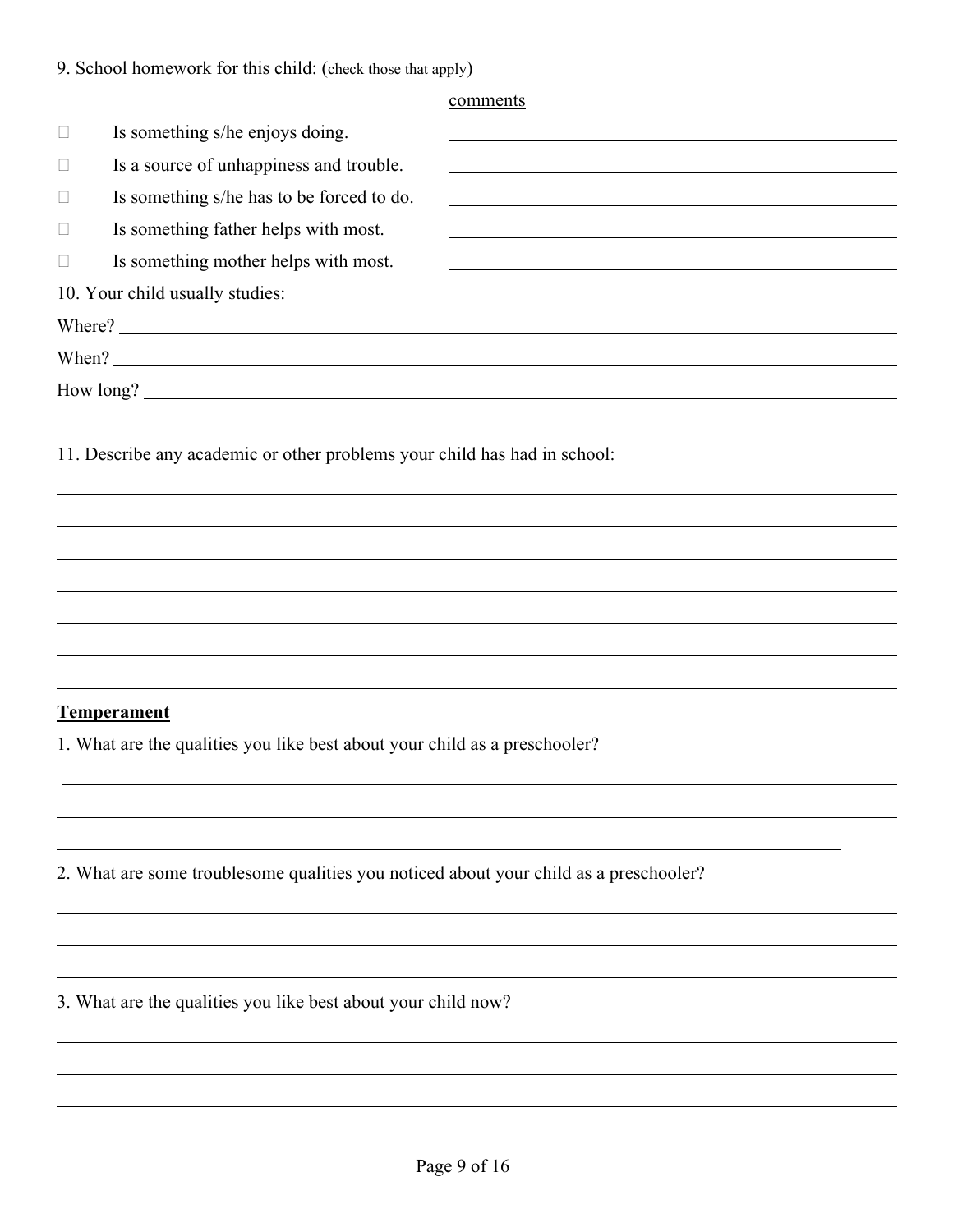9. School homework for this child: (check those that apply)

comments

- ☐ Is something s/he enjoys doing. \_\_\_\_\_\_\_\_\_\_\_\_\_\_\_\_\_\_\_\_
- ☐ Is a source of unhappiness and trouble. \_\_\_\_\_\_\_\_\_\_\_\_\_\_\_\_\_\_\_\_
- ☐ Is something s/he has to be forced to do. \_\_\_\_\_\_\_\_\_\_\_\_\_\_\_\_\_\_\_\_
- ☐ Is something father helps with most. \_\_\_\_\_\_\_\_\_\_\_\_\_\_\_\_\_\_\_\_
- ☐ Is something mother helps with most. \_\_\_\_\_\_\_\_\_\_\_\_\_\_\_\_\_\_\_\_

10. Your child usually studies:

Where? \_\_\_\_\_\_\_\_\_\_\_\_\_\_\_\_\_\_\_\_\_\_\_\_\_\_\_\_\_\_\_\_\_\_\_\_\_\_\_\_

When? \_\_\_\_\_\_\_\_\_\_\_\_\_\_\_\_\_\_\_\_\_\_\_\_\_\_\_\_\_\_\_\_\_\_\_\_\_\_\_\_

How long? \_\_\_\_\_\_\_\_\_\_\_\_\_\_\_\_\_\_\_\_\_\_\_\_\_\_\_\_\_\_\_\_\_\_\_\_\_\_\_\_

11. Describe any academic or other problems your child has had in school:

\_\_\_\_\_\_\_\_\_\_\_\_\_\_\_\_\_\_\_\_\_\_\_\_\_\_\_\_\_\_\_\_\_\_\_\_\_\_\_\_\_\_\_\_\_\_\_\_\_\_\_\_\_\_\_\_\_\_\_\_

\_\_\_\_\_\_\_\_\_\_\_\_\_\_\_\_\_\_\_\_\_\_\_\_\_\_\_\_\_\_\_\_\_\_\_\_\_\_\_\_\_\_\_\_\_\_\_\_\_\_\_\_\_\_\_\_\_\_\_\_

\_\_\_\_\_\_\_\_\_\_\_\_\_\_\_\_\_\_\_\_\_\_\_\_\_\_\_\_\_\_\_\_\_\_\_\_\_\_\_\_\_\_\_\_\_\_\_\_\_\_\_\_\_\_\_\_\_\_\_\_

\_\_\_\_\_\_\_\_\_\_\_\_\_\_\_\_\_\_\_\_\_\_\_\_\_\_\_\_\_\_\_\_\_\_\_\_\_\_\_\_\_\_\_\_\_\_\_\_\_\_\_\_\_\_\_\_\_\_\_\_

\_\_\_\_\_\_\_\_\_\_\_\_\_\_\_\_\_\_\_\_\_\_\_\_\_\_\_\_\_\_\_\_\_\_\_\_\_\_\_\_\_\_\_\_\_\_\_\_\_\_\_\_\_\_\_\_\_\_\_\_

\_\_\_\_\_\_\_\_\_\_\_\_\_\_\_\_\_\_\_\_\_\_\_\_\_\_\_\_\_\_\_\_\_\_\_\_\_\_\_\_\_\_\_\_\_\_\_\_\_\_\_\_\_\_\_\_\_\_\_\_

\_\_\_\_\_\_\_\_\_\_\_\_\_\_\_\_\_\_\_\_\_\_\_\_\_\_\_\_\_\_\_\_\_\_\_\_\_\_\_\_\_\_\_\_\_\_\_\_\_\_\_\_\_\_\_\_\_\_\_\_

## **Temperament**

1. What are the qualities you like best about your child as a preschooler?

\_\_\_\_\_\_\_\_\_\_\_\_\_\_\_\_\_\_\_\_\_\_\_\_\_\_\_\_\_\_\_\_\_\_\_\_\_\_\_\_\_\_\_\_\_\_\_\_\_\_\_\_\_\_\_\_\_\_\_\_

\_\_\_\_\_\_\_\_\_\_\_\_\_\_\_\_\_\_\_\_\_\_\_\_\_\_\_\_\_\_\_\_\_\_\_\_\_\_\_\_\_\_\_\_\_\_\_\_\_\_\_\_\_\_\_\_\_\_\_\_

\_\_\_\_\_\_\_\_\_\_\_\_\_\_\_\_\_\_\_\_\_\_\_\_\_\_\_\_\_\_\_\_\_\_\_\_\_\_\_\_\_\_\_\_\_\_\_\_\_\_\_\_\_\_\_\_\_\_\_\_

2. What are some troublesome qualities you noticed about your child as a preschooler?

\_\_\_\_\_\_\_\_\_\_\_\_\_\_\_\_\_\_\_\_\_\_\_\_\_\_\_\_\_\_\_\_\_\_\_\_\_\_\_\_\_\_\_\_\_\_\_\_\_\_\_\_\_\_\_\_\_\_\_\_

\_\_\_\_\_\_\_\_\_\_\_\_\_\_\_\_\_\_\_\_\_\_\_\_\_\_\_\_\_\_\_\_\_\_\_\_\_\_\_\_\_\_\_\_\_\_\_\_\_\_\_\_\_\_\_\_\_\_\_\_

\_\_\_\_\_\_\_\_\_\_\_\_\_\_\_\_\_\_\_\_\_\_\_\_\_\_\_\_\_\_\_\_\_\_\_\_\_\_\_\_\_\_\_\_\_\_\_\_\_\_\_\_\_\_\_\_\_\_\_\_

3. What are the qualities you like best about your child now?

\_\_\_\_\_\_\_\_\_\_\_\_\_\_\_\_\_\_\_\_\_\_\_\_\_\_\_\_\_\_\_\_\_\_\_\_\_\_\_\_\_\_\_\_\_\_\_\_\_\_\_\_\_\_\_\_\_\_\_\_

\_\_\_\_\_\_\_\_\_\_\_\_\_\_\_\_\_\_\_\_\_\_\_\_\_\_\_\_\_\_\_\_\_\_\_\_\_\_\_\_\_\_\_\_\_\_\_\_\_\_\_\_\_\_\_\_\_\_\_\_

\_\_\_\_\_\_\_\_\_\_\_\_\_\_\_\_\_\_\_\_\_\_\_\_\_\_\_\_\_\_\_\_\_\_\_\_\_\_\_\_\_\_\_\_\_\_\_\_\_\_\_\_\_\_\_\_\_\_\_\_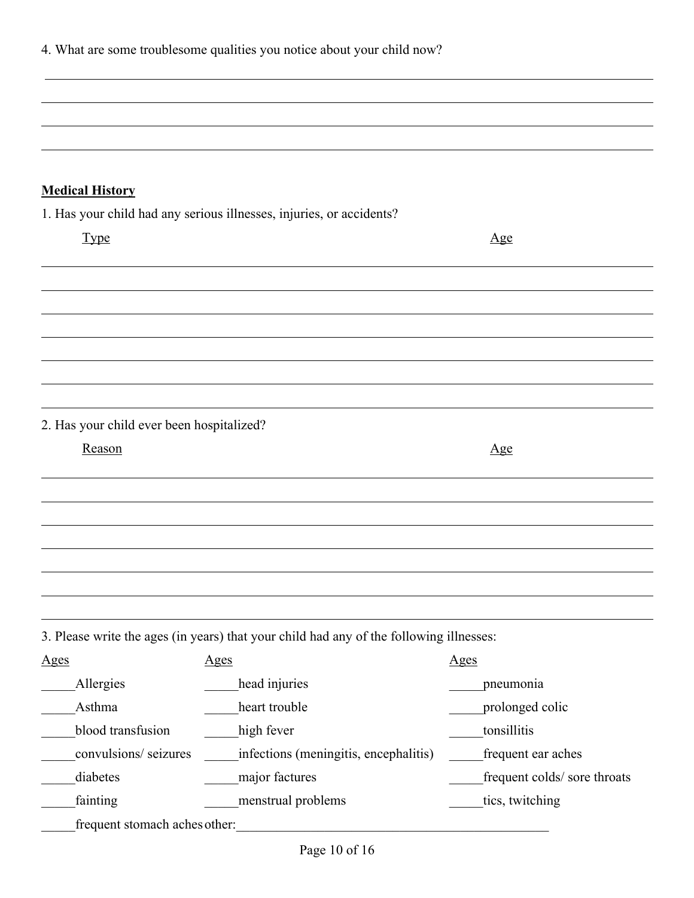4. What are some troublesome qualities you notice about your child now?

______________________________________________________________________________

______________________________________________________________________________

______________________________________________________________________________

______________________________________________________________________________

**Medical History**

1. Has your child had any serious illnesses, injuries, or accidents?

| Type | Age |
|---|---|
| | |
| | |
| | |
| | |
| | |
| | |
| | |

2. Has your child ever been hospitalized?

| Reason | Age |
|---|---|
| | |
| | |
| | |
| | |
| | |
| | |
| | |

3. Please write the ages (in years) that your child had any of the following illnesses:

| Ages | Ages | Ages |
|---|---|---|
| _____Allergies | _____head injuries | _____pneumonia |
| _____Asthma | _____heart trouble | _____prolonged colic |
| _____blood transfusion | _____high fever | _____tonsillitis |
| _____convulsions/ seizures | _____infections (meningitis, encephalitis) | _____frequent ear aches |
| _____diabetes | _____major factures | _____frequent colds/ sore throats |
| _____fainting | _____menstrual problems | _____tics, twitching |
| _____frequent stomach aches | other:______________________________ | |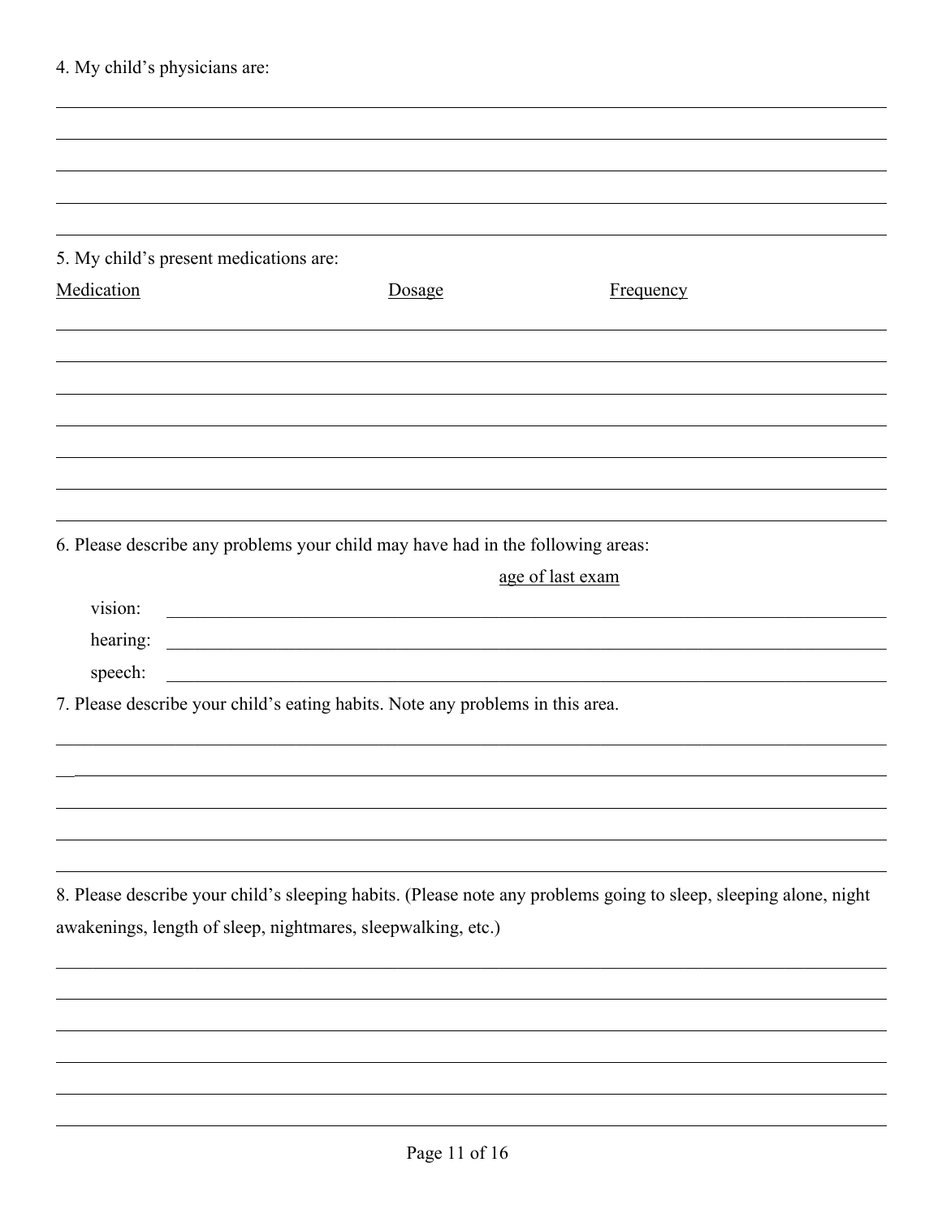4. My child's physicians are:

5. My child's present medications are:

| Medication | Dosage | Frequency |
| --- | --- | --- |
| | | |

6. Please describe any problems your child may have had in the following areas:

age of last exam

vision:

hearing:

speech:

7. Please describe your child's eating habits. Note any problems in this area.

8. Please describe your child's sleeping habits. (Please note any problems going to sleep, sleeping alone, night awakenings, length of sleep, nightmares, sleepwalking, etc.)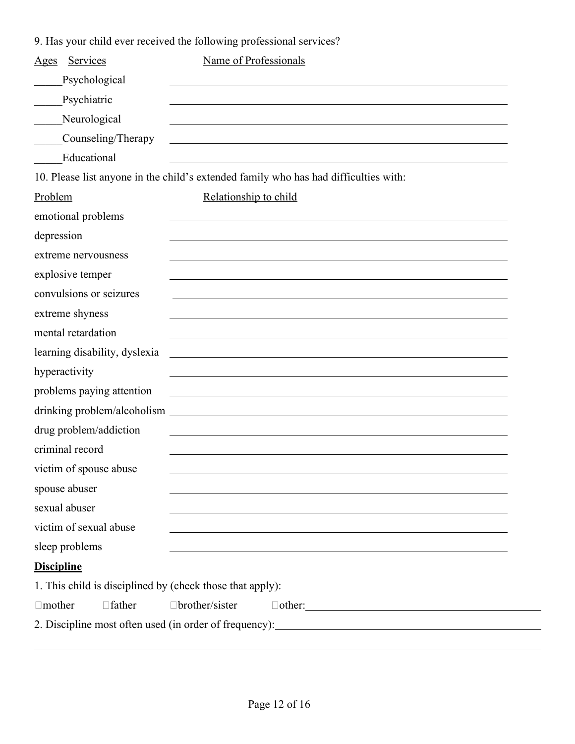9. Has your child ever received the following professional services?

| Ages | Services | Name of Professionals |
|---|---|---|
| _____ | Psychological | |
| _____ | Psychiatric | |
| _____ | Neurological | |
| _____ | Counseling/Therapy | |
| _____ | Educational | |

10. Please list anyone in the child's extended family who has had difficulties with:

| Problem | Relationship to child |
|---|---|
| emotional problems | |
| depression | |
| extreme nervousness | |
| explosive temper | |
| convulsions or seizures | |
| extreme shyness | |
| mental retardation | |
| learning disability, dyslexia | |
| hyperactivity | |
| problems paying attention | |
| drinking problem/alcoholism | |
| drug problem/addiction | |
| criminal record | |
| victim of spouse abuse | |
| spouse abuser | |
| sexual abuser | |
| victim of sexual abuse | |
| sleep problems | |

**Discipline**

1. This child is disciplined by (check those that apply):

☐mother ☐father ☐brother/sister ☐other: ____________________

2. Discipline most often used (in order of frequency): ____________________

____________________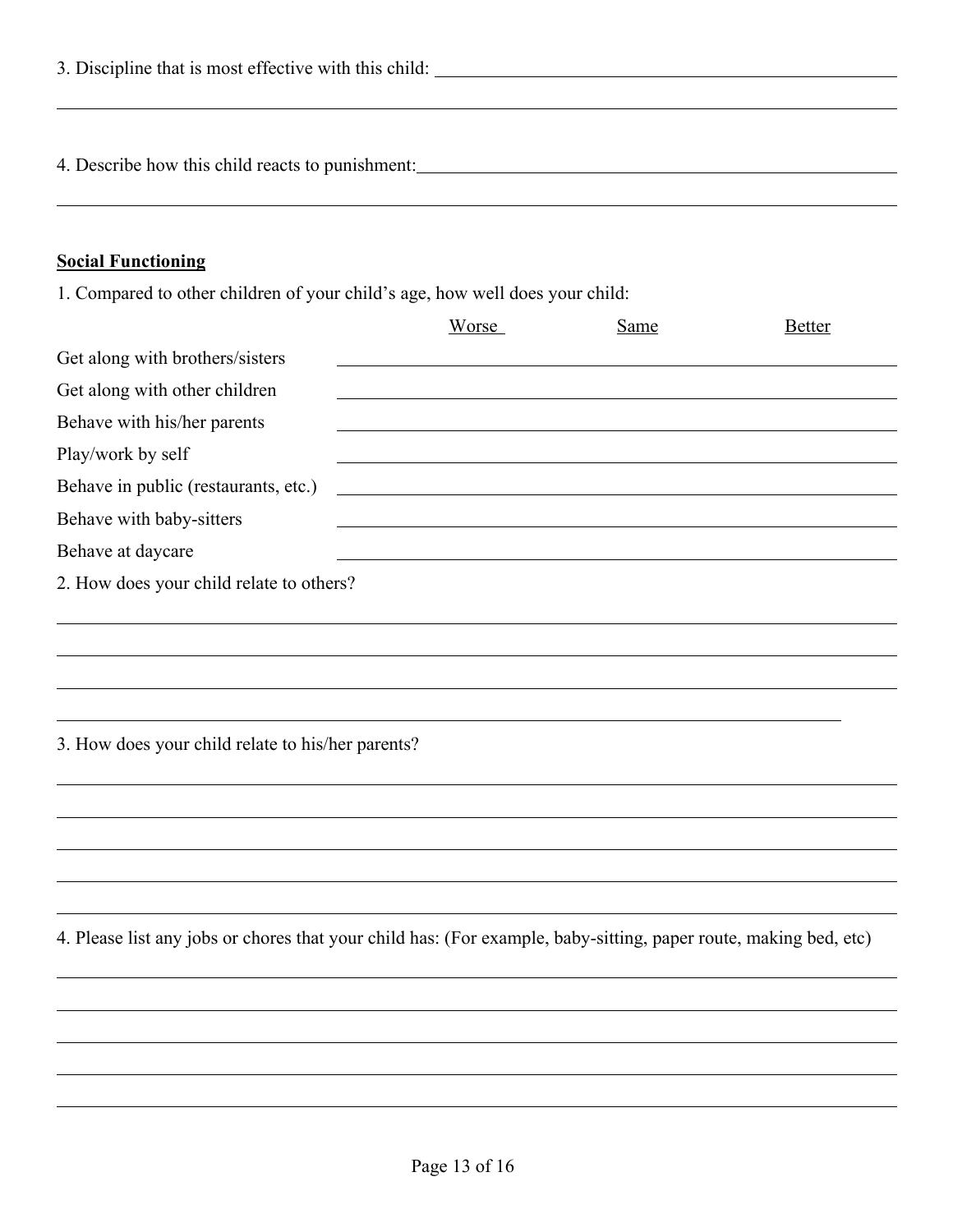3. Discipline that is most effective with this child: ______________________________________________

_______________________________________________________________________________

4. Describe how this child reacts to punishment: ______________________________________________

_______________________________________________________________________________

**Social Functioning**

1. Compared to other children of your child's age, how well does your child:

| | Worse | Same | Better |
|---|---|---|---|
| Get along with brothers/sisters | | | |
| Get along with other children | | | |
| Behave with his/her parents | | | |
| Play/work by self | | | |
| Behave in public (restaurants, etc.) | | | |
| Behave with baby-sitters | | | |
| Behave at daycare | | | |

2. How does your child relate to others?

_______________________________________________________________________________

_______________________________________________________________________________

_______________________________________________________________________________

_______________________________________________________________________________

3. How does your child relate to his/her parents?

_______________________________________________________________________________

_______________________________________________________________________________

_______________________________________________________________________________

_______________________________________________________________________________

_______________________________________________________________________________

4. Please list any jobs or chores that your child has: (For example, baby-sitting, paper route, making bed, etc)

_______________________________________________________________________________

_______________________________________________________________________________

_______________________________________________________________________________

_______________________________________________________________________________

_______________________________________________________________________________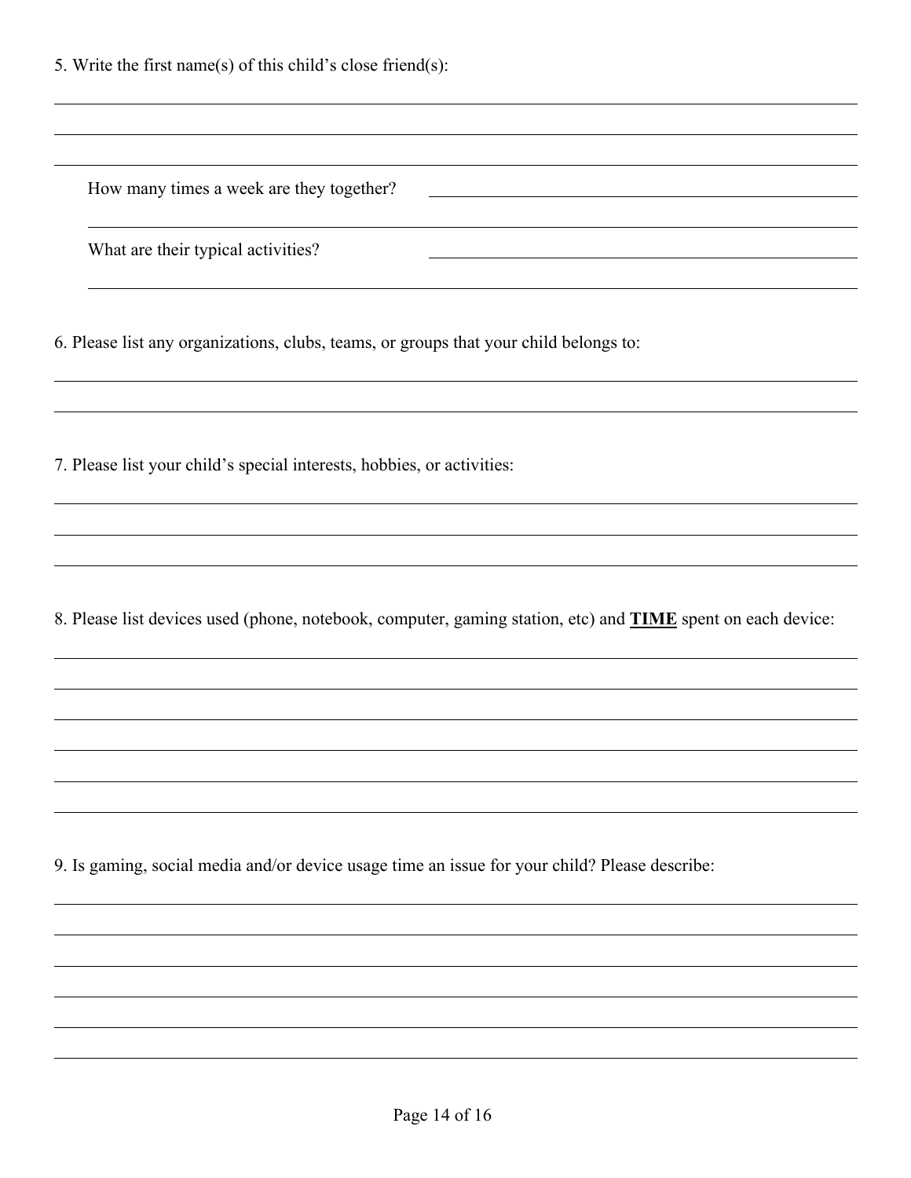5. Write the first name(s) of this child's close friend(s):

How many times a week are they together?

What are their typical activities?

6. Please list any organizations, clubs, teams, or groups that your child belongs to:

7. Please list your child's special interests, hobbies, or activities:

8. Please list devices used (phone, notebook, computer, gaming station, etc) and **<u>TIME</u>** spent on each device:

9. Is gaming, social media and/or device usage time an issue for your child? Please describe: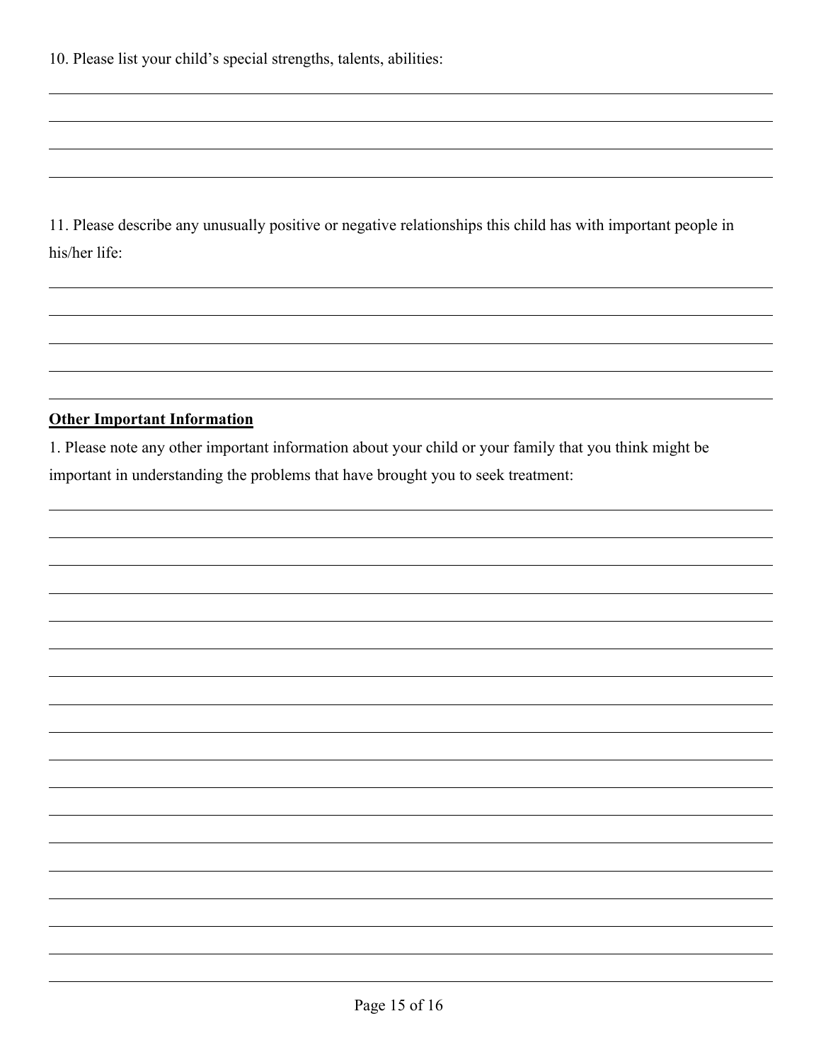10. Please list your child's special strengths, talents, abilities:

11. Please describe any unusually positive or negative relationships this child has with important people in his/her life:

**Other Important Information**

1. Please note any other important information about your child or your family that you think might be important in understanding the problems that have brought you to seek treatment: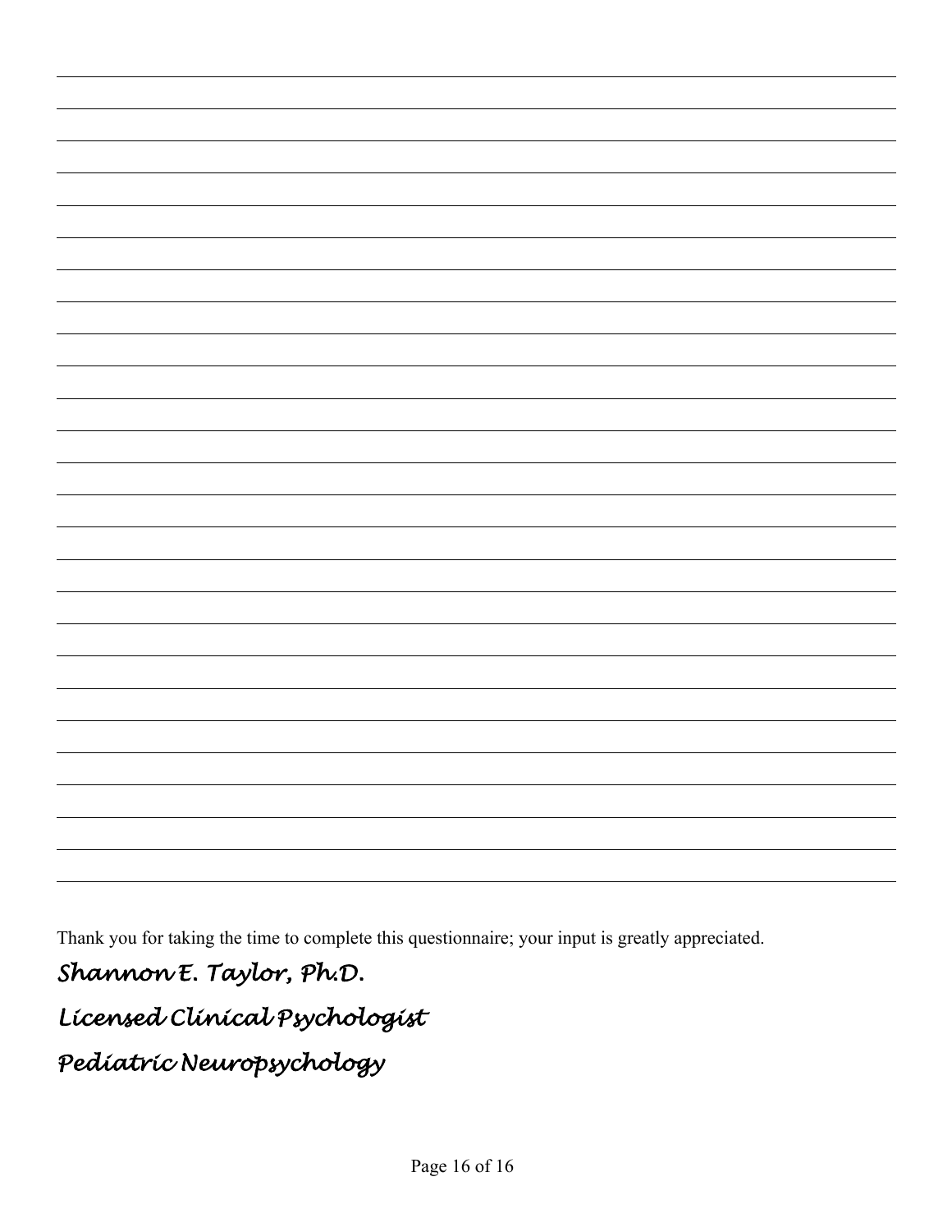Thank you for taking the time to complete this questionnaire; your input is greatly appreciated.

*Shannon E. Taylor, Ph.D.*

*Licensed Clinical Psychologist*

*Pediatric Neuropsychology*